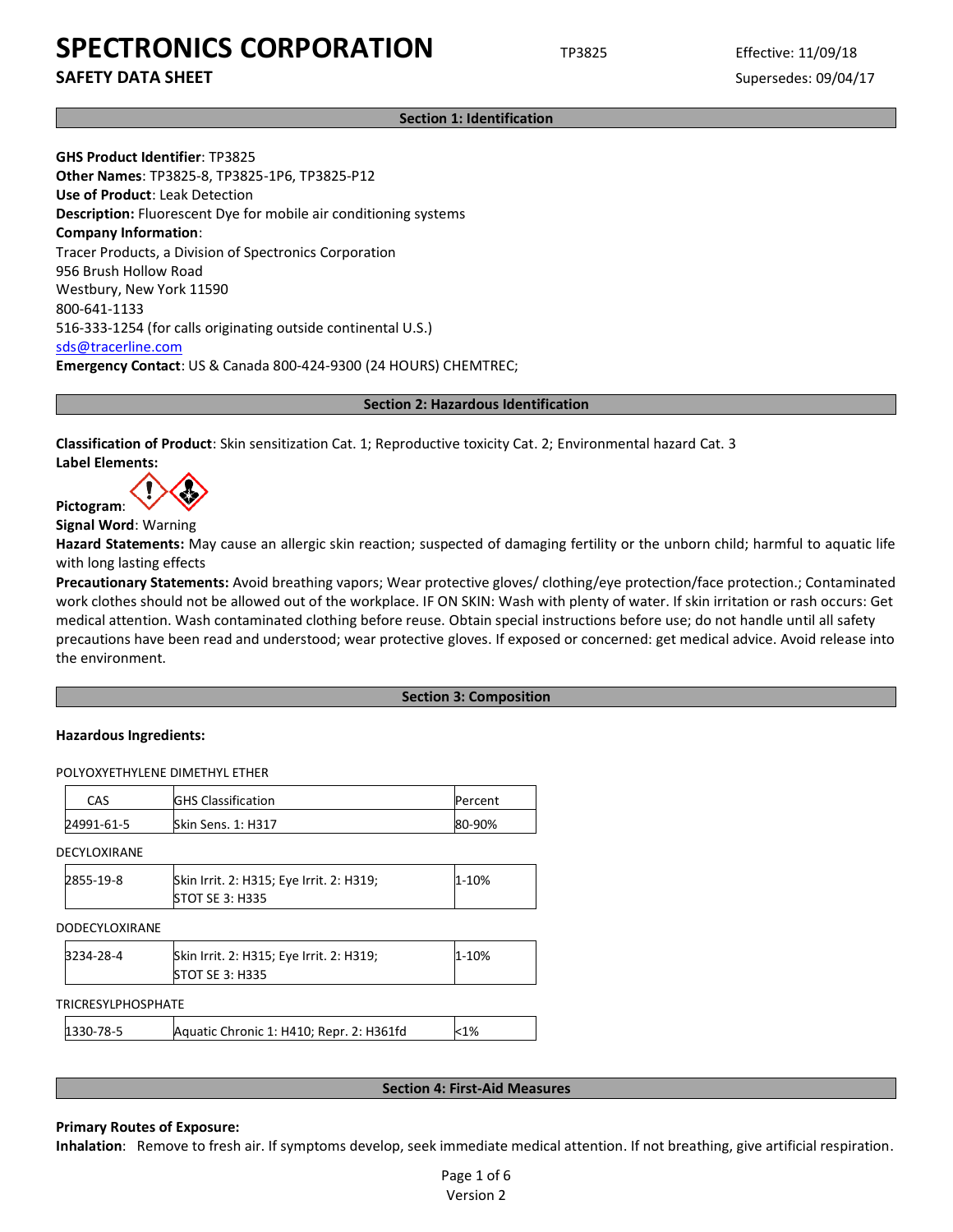# SPECTRONICS CORPORATION

**SAFETY DATA SHEET**

TP3825

Effective: 11/09/18

Supersedes: 09/04/17

## Section 1: Identification

**GHS Product Identifier**: TP3825
**Other Names**: TP3825-8, TP3825-1P6, TP3825-P12
**Use of Product**: Leak Detection
**Description:** Fluorescent Dye for mobile air conditioning systems
**Company Information**:
Tracer Products, a Division of Spectronics Corporation
956 Brush Hollow Road
Westbury, New York 11590
800-641-1133
516-333-1254 (for calls originating outside continental U.S.)
sds@tracerline.com
**Emergency Contact**: US & Canada 800-424-9300 (24 HOURS) CHEMTREC;

## Section 2: Hazardous Identification

**Classification of Product**: Skin sensitization Cat. 1; Reproductive toxicity Cat. 2; Environmental hazard Cat. 3
**Label Elements:**

**Pictogram**:

**Signal Word**: Warning
**Hazard Statements:** May cause an allergic skin reaction; suspected of damaging fertility or the unborn child; harmful to aquatic life with long lasting effects
**Precautionary Statements:** Avoid breathing vapors; Wear protective gloves/ clothing/eye protection/face protection.; Contaminated work clothes should not be allowed out of the workplace. IF ON SKIN: Wash with plenty of water. If skin irritation or rash occurs: Get medical attention. Wash contaminated clothing before reuse. Obtain special instructions before use; do not handle until all safety precautions have been read and understood; wear protective gloves. If exposed or concerned: get medical advice. Avoid release into the environment.

## Section 3: Composition

**Hazardous Ingredients:**

POLYOXYETHYLENE DIMETHYL ETHER

| CAS | GHS Classification | Percent |
|---|---|---|
| 24991-61-5 | Skin Sens. 1: H317 | 80-90% |

DECYLOXIRANE

| CAS | GHS Classification | Percent |
|---|---|---|
| 2855-19-8 | Skin Irrit. 2: H315; Eye Irrit. 2: H319; STOT SE 3: H335 | 1-10% |

DODECYLOXIRANE

| CAS | GHS Classification | Percent |
|---|---|---|
| 3234-28-4 | Skin Irrit. 2: H315; Eye Irrit. 2: H319; STOT SE 3: H335 | 1-10% |

TRICRESYLPHOSPHATE

| CAS | GHS Classification | Percent |
|---|---|---|
| 1330-78-5 | Aquatic Chronic 1: H410; Repr. 2: H361fd | <1% |

## Section 4: First-Aid Measures

**Primary Routes of Exposure:**
**Inhalation**: Remove to fresh air. If symptoms develop, seek immediate medical attention. If not breathing, give artificial respiration.

Version 2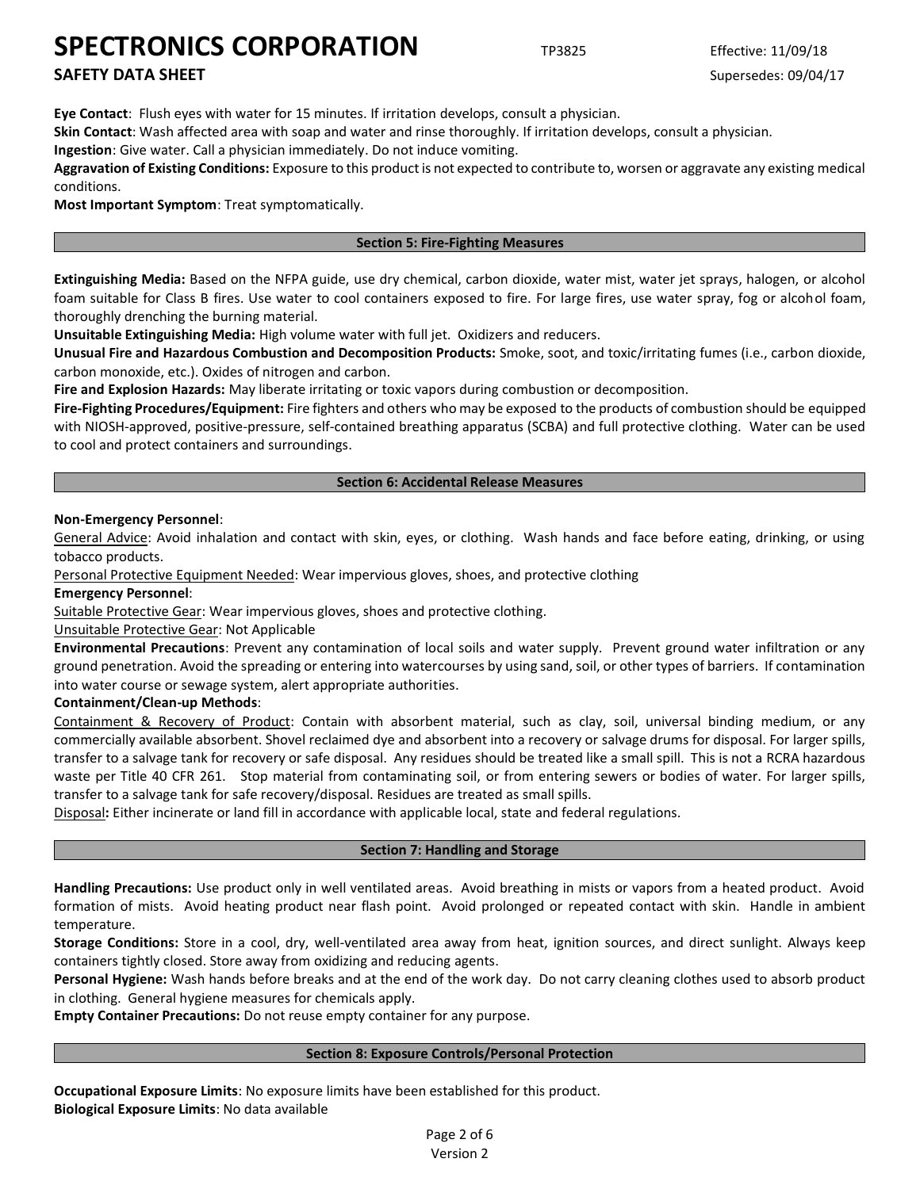**Eye Contact**: Flush eyes with water for 15 minutes. If irritation develops, consult a physician.
**Skin Contact**: Wash affected area with soap and water and rinse thoroughly. If irritation develops, consult a physician.
**Ingestion**: Give water. Call a physician immediately. Do not induce vomiting.
**Aggravation of Existing Conditions:** Exposure to this product is not expected to contribute to, worsen or aggravate any existing medical conditions.
**Most Important Symptom**: Treat symptomatically.

## Section 5: Fire-Fighting Measures

**Extinguishing Media:** Based on the NFPA guide, use dry chemical, carbon dioxide, water mist, water jet sprays, halogen, or alcohol foam suitable for Class B fires. Use water to cool containers exposed to fire. For large fires, use water spray, fog or alcohol foam, thoroughly drenching the burning material.
**Unsuitable Extinguishing Media:** High volume water with full jet. Oxidizers and reducers.
**Unusual Fire and Hazardous Combustion and Decomposition Products:** Smoke, soot, and toxic/irritating fumes (i.e., carbon dioxide, carbon monoxide, etc.). Oxides of nitrogen and carbon.
**Fire and Explosion Hazards:** May liberate irritating or toxic vapors during combustion or decomposition.
**Fire-Fighting Procedures/Equipment:** Fire fighters and others who may be exposed to the products of combustion should be equipped with NIOSH-approved, positive-pressure, self-contained breathing apparatus (SCBA) and full protective clothing. Water can be used to cool and protect containers and surroundings.

## Section 6: Accidental Release Measures

**Non-Emergency Personnel**:
General Advice: Avoid inhalation and contact with skin, eyes, or clothing. Wash hands and face before eating, drinking, or using tobacco products.
Personal Protective Equipment Needed: Wear impervious gloves, shoes, and protective clothing
**Emergency Personnel**:
Suitable Protective Gear: Wear impervious gloves, shoes and protective clothing.
Unsuitable Protective Gear: Not Applicable
**Environmental Precautions**: Prevent any contamination of local soils and water supply. Prevent ground water infiltration or any ground penetration. Avoid the spreading or entering into watercourses by using sand, soil, or other types of barriers. If contamination into water course or sewage system, alert appropriate authorities.
**Containment/Clean-up Methods**:
Containment & Recovery of Product: Contain with absorbent material, such as clay, soil, universal binding medium, or any commercially available absorbent. Shovel reclaimed dye and absorbent into a recovery or salvage drums for disposal. For larger spills, transfer to a salvage tank for recovery or safe disposal. Any residues should be treated like a small spill. This is not a RCRA hazardous waste per Title 40 CFR 261. Stop material from contaminating soil, or from entering sewers or bodies of water. For larger spills, transfer to a salvage tank for safe recovery/disposal. Residues are treated as small spills.
Disposal**:** Either incinerate or land fill in accordance with applicable local, state and federal regulations.

## Section 7: Handling and Storage

**Handling Precautions:** Use product only in well ventilated areas. Avoid breathing in mists or vapors from a heated product. Avoid formation of mists. Avoid heating product near flash point. Avoid prolonged or repeated contact with skin. Handle in ambient temperature.
**Storage Conditions:** Store in a cool, dry, well-ventilated area away from heat, ignition sources, and direct sunlight. Always keep containers tightly closed. Store away from oxidizing and reducing agents.
**Personal Hygiene:** Wash hands before breaks and at the end of the work day. Do not carry cleaning clothes used to absorb product in clothing. General hygiene measures for chemicals apply.
**Empty Container Precautions:** Do not reuse empty container for any purpose.

## Section 8: Exposure Controls/Personal Protection

**Occupational Exposure Limits**: No exposure limits have been established for this product.
**Biological Exposure Limits**: No data available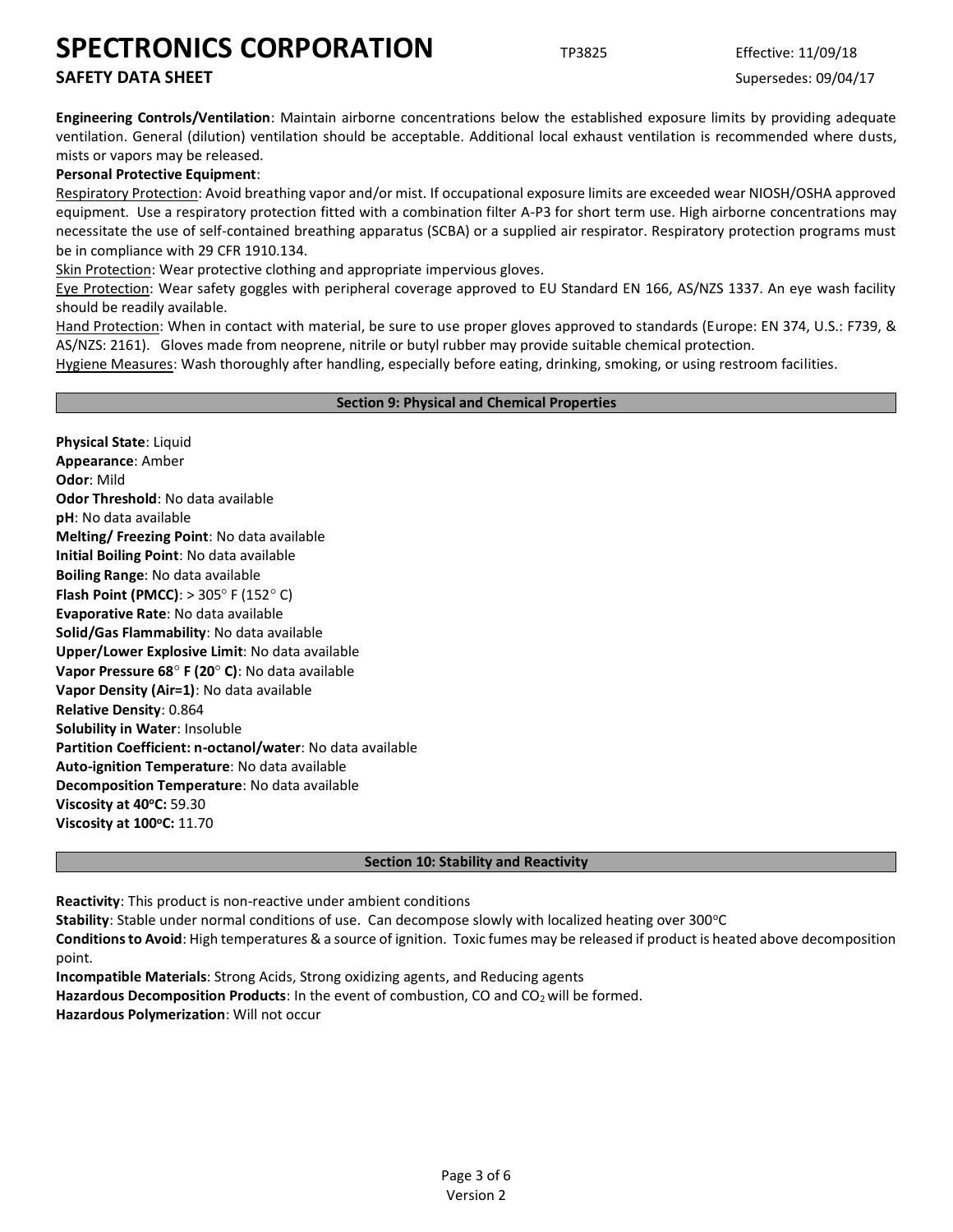**Engineering Controls/Ventilation**: Maintain airborne concentrations below the established exposure limits by providing adequate ventilation. General (dilution) ventilation should be acceptable. Additional local exhaust ventilation is recommended where dusts, mists or vapors may be released.

**Personal Protective Equipment**:

Respiratory Protection: Avoid breathing vapor and/or mist. If occupational exposure limits are exceeded wear NIOSH/OSHA approved equipment. Use a respiratory protection fitted with a combination filter A-P3 for short term use. High airborne concentrations may necessitate the use of self-contained breathing apparatus (SCBA) or a supplied air respirator. Respiratory protection programs must be in compliance with 29 CFR 1910.134.

Skin Protection: Wear protective clothing and appropriate impervious gloves.

Eye Protection: Wear safety goggles with peripheral coverage approved to EU Standard EN 166, AS/NZS 1337. An eye wash facility should be readily available.

Hand Protection: When in contact with material, be sure to use proper gloves approved to standards (Europe: EN 374, U.S.: F739, & AS/NZS: 2161). Gloves made from neoprene, nitrile or butyl rubber may provide suitable chemical protection.

Hygiene Measures: Wash thoroughly after handling, especially before eating, drinking, smoking, or using restroom facilities.

## Section 9: Physical and Chemical Properties

**Physical State**: Liquid
**Appearance**: Amber
**Odor**: Mild
**Odor Threshold**: No data available
**pH**: No data available
**Melting/ Freezing Point**: No data available
**Initial Boiling Point**: No data available
**Boiling Range**: No data available
**Flash Point (PMCC)**: > 305° F (152° C)
**Evaporative Rate**: No data available
**Solid/Gas Flammability**: No data available
**Upper/Lower Explosive Limit**: No data available
**Vapor Pressure 68° F (20° C)**: No data available
**Vapor Density (Air=1)**: No data available
**Relative Density**: 0.864
**Solubility in Water**: Insoluble
**Partition Coefficient: n-octanol/water**: No data available
**Auto-ignition Temperature**: No data available
**Decomposition Temperature**: No data available
**Viscosity at 40°C:** 59.30
**Viscosity at 100°C:** 11.70

## Section 10: Stability and Reactivity

**Reactivity**: This product is non-reactive under ambient conditions
**Stability**: Stable under normal conditions of use. Can decompose slowly with localized heating over 300°C
**Conditions to Avoid**: High temperatures & a source of ignition. Toxic fumes may be released if product is heated above decomposition point.
**Incompatible Materials**: Strong Acids, Strong oxidizing agents, and Reducing agents
**Hazardous Decomposition Products**: In the event of combustion, CO and $CO_2$ will be formed.
**Hazardous Polymerization**: Will not occur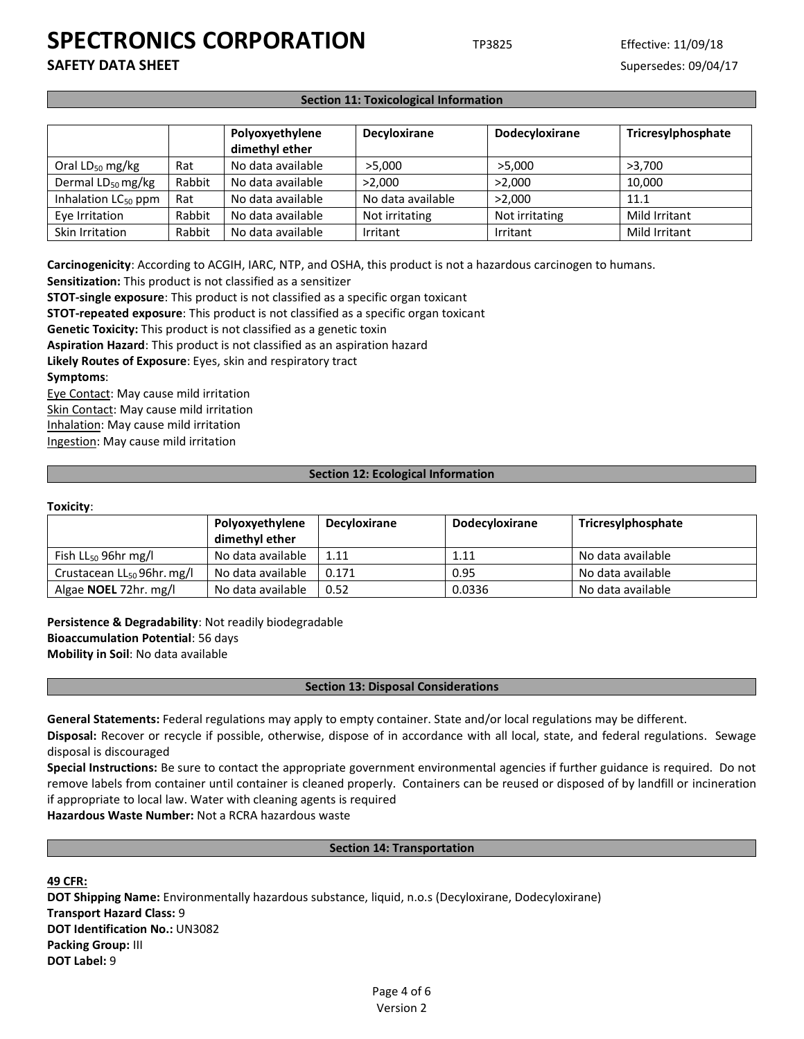## Section 11: Toxicological Information

| | | Polyoxyethylene dimethyl ether | Decyloxirane | Dodecyloxirane | Tricresylphosphate |
|---|---|---|---|---|---|
| Oral $LD_{50}$ mg/kg | Rat | No data available | >5,000 | >5,000 | >3,700 |
| Dermal $LD_{50}$ mg/kg | Rabbit | No data available | >2,000 | >2,000 | 10,000 |
| Inhalation $LC_{50}$ ppm | Rat | No data available | No data available | >2,000 | 11.1 |
| Eye Irritation | Rabbit | No data available | Not irritating | Not irritating | Mild Irritant |
| Skin Irritation | Rabbit | No data available | Irritant | Irritant | Mild Irritant |

**Carcinogenicity**: According to ACGIH, IARC, NTP, and OSHA, this product is not a hazardous carcinogen to humans.
**Sensitization:** This product is not classified as a sensitizer
**STOT-single exposure**: This product is not classified as a specific organ toxicant
**STOT-repeated exposure**: This product is not classified as a specific organ toxicant
**Genetic Toxicity:** This product is not classified as a genetic toxin
**Aspiration Hazard**: This product is not classified as an aspiration hazard
**Likely Routes of Exposure**: Eyes, skin and respiratory tract
**Symptoms**:
Eye Contact: May cause mild irritation
Skin Contact: May cause mild irritation
Inhalation: May cause mild irritation
Ingestion: May cause mild irritation

## Section 12: Ecological Information

**Toxicity**:

| | Polyoxyethylene dimethyl ether | Decyloxirane | Dodecyloxirane | Tricresylphosphate |
|---|---|---|---|---|
| Fish $LL_{50}$ 96hr mg/l | No data available | 1.11 | 1.11 | No data available |
| Crustacean $LL_{50}$ 96hr. mg/l | No data available | 0.171 | 0.95 | No data available |
| Algae **NOEL** 72hr. mg/l | No data available | 0.52 | 0.0336 | No data available |

**Persistence & Degradability**: Not readily biodegradable
**Bioaccumulation Potential**: 56 days
**Mobility in Soil**: No data available

## Section 13: Disposal Considerations

**General Statements:** Federal regulations may apply to empty container. State and/or local regulations may be different.
**Disposal:** Recover or recycle if possible, otherwise, dispose of in accordance with all local, state, and federal regulations. Sewage disposal is discouraged
**Special Instructions:** Be sure to contact the appropriate government environmental agencies if further guidance is required. Do not remove labels from container until container is cleaned properly. Containers can be reused or disposed of by landfill or incineration if appropriate to local law. Water with cleaning agents is required
**Hazardous Waste Number:** Not a RCRA hazardous waste

## Section 14: Transportation

**49 CFR:**
**DOT Shipping Name:** Environmentally hazardous substance, liquid, n.o.s (Decyloxirane, Dodecyloxirane)
**Transport Hazard Class:** 9
**DOT Identification No.:** UN3082
**Packing Group:** III
**DOT Label:** 9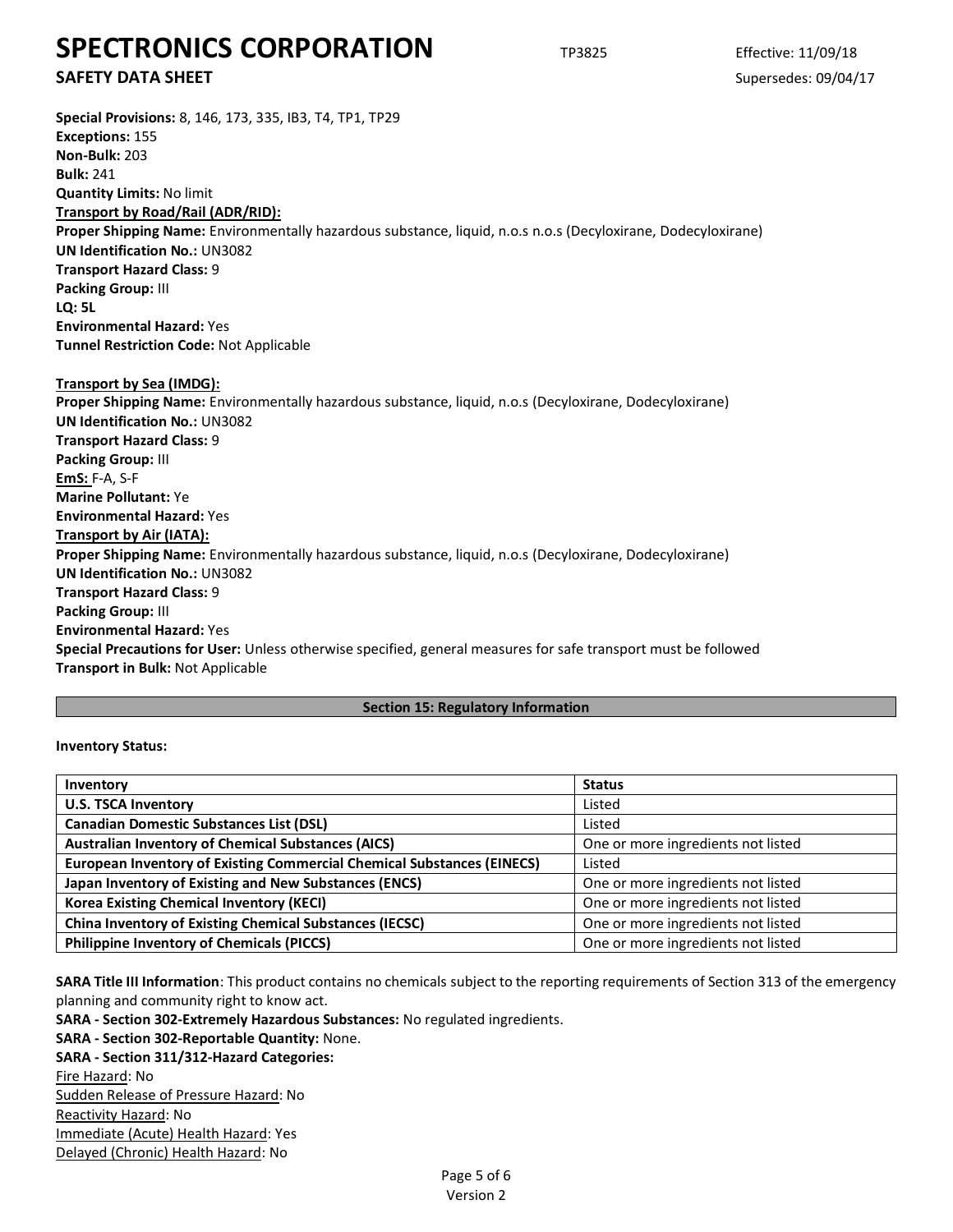**Special Provisions:** 8, 146, 173, 335, IB3, T4, TP1, TP29
**Exceptions:** 155
**Non-Bulk:** 203
**Bulk:** 241
**Quantity Limits:** No limit

**Transport by Road/Rail (ADR/RID):**

**Proper Shipping Name:** Environmentally hazardous substance, liquid, n.o.s n.o.s (Decyloxirane, Dodecyloxirane)
**UN Identification No.:** UN3082
**Transport Hazard Class:** 9
**Packing Group:** III
**LQ: 5L**
**Environmental Hazard:** Yes
**Tunnel Restriction Code:** Not Applicable

**Transport by Sea (IMDG):**

**Proper Shipping Name:** Environmentally hazardous substance, liquid, n.o.s (Decyloxirane, Dodecyloxirane)
**UN Identification No.:** UN3082
**Transport Hazard Class:** 9
**Packing Group:** III
**EmS:** F-A, S-F
**Marine Pollutant:** Ye
**Environmental Hazard:** Yes

**Transport by Air (IATA):**

**Proper Shipping Name:** Environmentally hazardous substance, liquid, n.o.s (Decyloxirane, Dodecyloxirane)
**UN Identification No.:** UN3082
**Transport Hazard Class:** 9
**Packing Group:** III
**Environmental Hazard:** Yes
**Special Precautions for User:** Unless otherwise specified, general measures for safe transport must be followed
**Transport in Bulk:** Not Applicable

## Section 15: Regulatory Information

**Inventory Status:**

| Inventory | Status |
|---|---|
| **U.S. TSCA Inventory** | Listed |
| **Canadian Domestic Substances List (DSL)** | Listed |
| **Australian Inventory of Chemical Substances (AICS)** | One or more ingredients not listed |
| **European Inventory of Existing Commercial Chemical Substances (EINECS)** | Listed |
| **Japan Inventory of Existing and New Substances (ENCS)** | One or more ingredients not listed |
| **Korea Existing Chemical Inventory (KECI)** | One or more ingredients not listed |
| **China Inventory of Existing Chemical Substances (IECSC)** | One or more ingredients not listed |
| **Philippine Inventory of Chemicals (PICCS)** | One or more ingredients not listed |

**SARA Title III Information**: This product contains no chemicals subject to the reporting requirements of Section 313 of the emergency planning and community right to know act.
**SARA - Section 302-Extremely Hazardous Substances:** No regulated ingredients.
**SARA - Section 302-Reportable Quantity:** None.
**SARA - Section 311/312-Hazard Categories:**
Fire Hazard: No
Sudden Release of Pressure Hazard: No
Reactivity Hazard: No
Immediate (Acute) Health Hazard: Yes
Delayed (Chronic) Health Hazard: No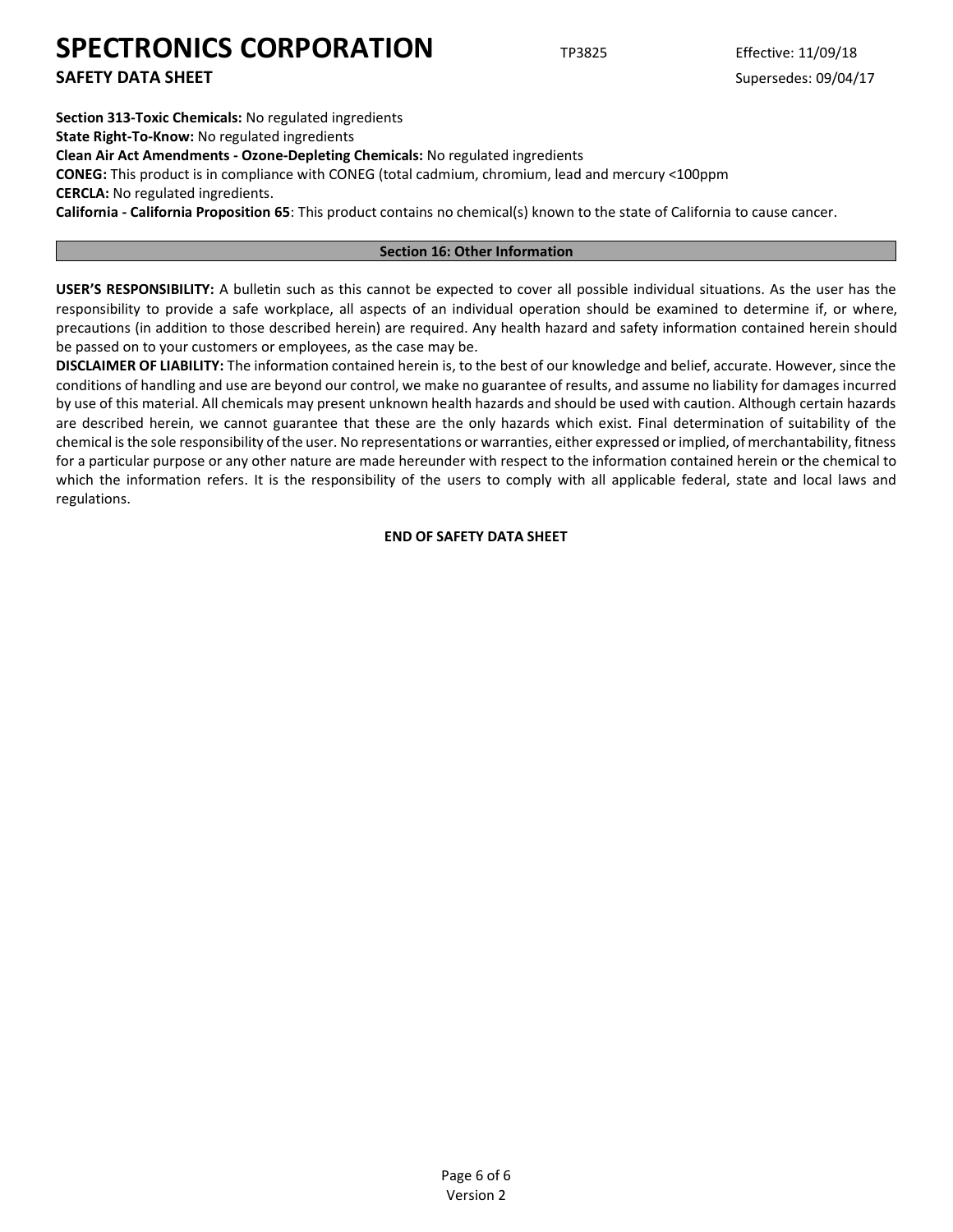**Section 313-Toxic Chemicals:** No regulated ingredients
**State Right-To-Know:** No regulated ingredients
**Clean Air Act Amendments - Ozone-Depleting Chemicals:** No regulated ingredients
**CONEG:** This product is in compliance with CONEG (total cadmium, chromium, lead and mercury <100ppm
**CERCLA:** No regulated ingredients.
**California - California Proposition 65**: This product contains no chemical(s) known to the state of California to cause cancer.

## Section 16: Other Information

**USER'S RESPONSIBILITY:** A bulletin such as this cannot be expected to cover all possible individual situations. As the user has the responsibility to provide a safe workplace, all aspects of an individual operation should be examined to determine if, or where, precautions (in addition to those described herein) are required. Any health hazard and safety information contained herein should be passed on to your customers or employees, as the case may be.
**DISCLAIMER OF LIABILITY:** The information contained herein is, to the best of our knowledge and belief, accurate. However, since the conditions of handling and use are beyond our control, we make no guarantee of results, and assume no liability for damages incurred by use of this material. All chemicals may present unknown health hazards and should be used with caution. Although certain hazards are described herein, we cannot guarantee that these are the only hazards which exist. Final determination of suitability of the chemical is the sole responsibility of the user. No representations or warranties, either expressed or implied, of merchantability, fitness for a particular purpose or any other nature are made hereunder with respect to the information contained herein or the chemical to which the information refers. It is the responsibility of the users to comply with all applicable federal, state and local laws and regulations.

**END OF SAFETY DATA SHEET**